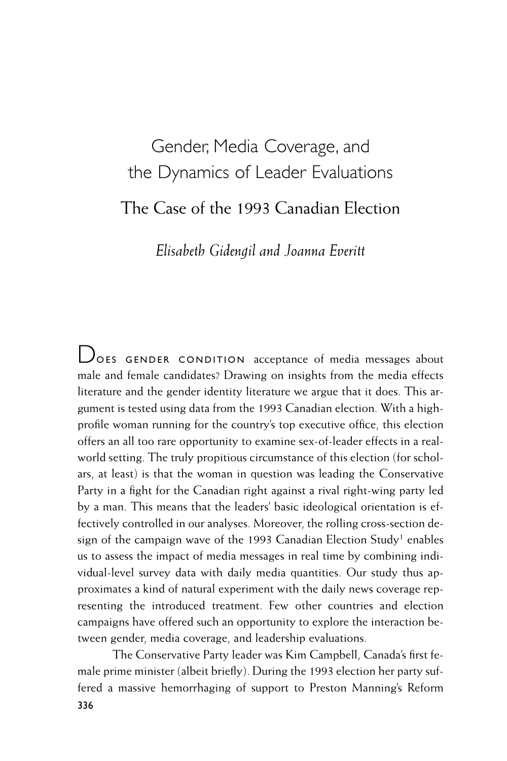# Gender, Media Coverage, and the Dynamics of Leader Evaluations

## The Case of the 1993 Canadian Election

*Elisabeth Gidengil and Joanna Everitt*

DOES GENDER CONDITION acceptance of media messages about male and female candidates? Drawing on insights from the media effects literature and the gender identity literature we argue that it does. This argument is tested using data from the 1993 Canadian election. With a high-profile woman running for the country's top executive office, this election offers an all too rare opportunity to examine sex-of-leader effects in a real-world setting. The truly propitious circumstance of this election (for scholars, at least) is that the woman in question was leading the Conservative Party in a fight for the Canadian right against a rival right-wing party led by a man. This means that the leaders' basic ideological orientation is effectively controlled in our analyses. Moreover, the rolling cross-section design of the campaign wave of the 1993 Canadian Election Study[1] enables us to assess the impact of media messages in real time by combining individual-level survey data with daily media quantities. Our study thus approximates a kind of natural experiment with the daily news coverage representing the introduced treatment. Few other countries and election campaigns have offered such an opportunity to explore the interaction between gender, media coverage, and leadership evaluations.

The Conservative Party leader was Kim Campbell, Canada's first female prime minister (albeit briefly). During the 1993 election her party suffered a massive hemorrhaging of support to Preston Manning's Reform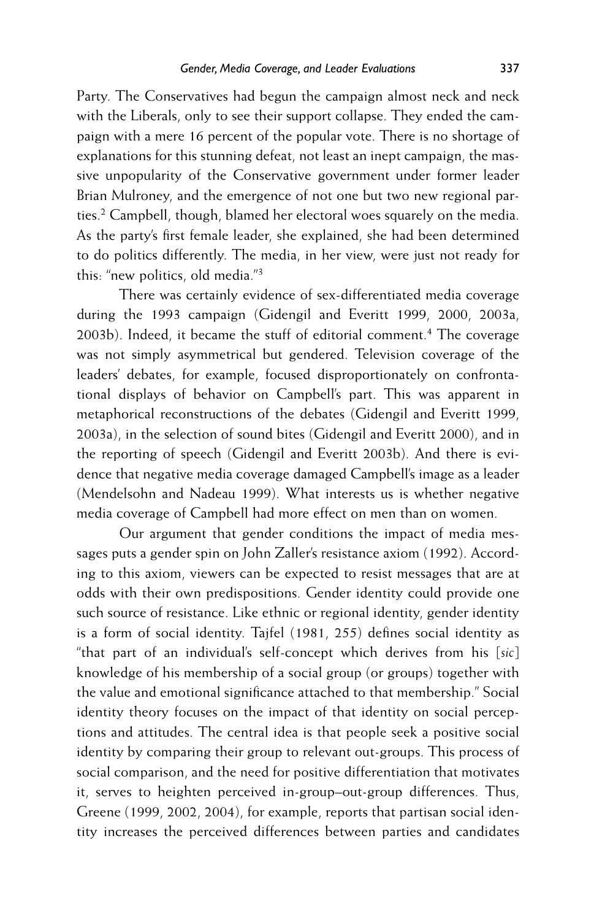Party. The Conservatives had begun the campaign almost neck and neck with the Liberals, only to see their support collapse. They ended the campaign with a mere 16 percent of the popular vote. There is no shortage of explanations for this stunning defeat, not least an inept campaign, the massive unpopularity of the Conservative government under former leader Brian Mulroney, and the emergence of not one but two new regional parties.[2] Campbell, though, blamed her electoral woes squarely on the media. As the party's first female leader, she explained, she had been determined to do politics differently. The media, in her view, were just not ready for this: "new politics, old media."[3]

There was certainly evidence of sex-differentiated media coverage during the 1993 campaign (Gidengil and Everitt 1999, 2000, 2003a, 2003b). Indeed, it became the stuff of editorial comment.[4] The coverage was not simply asymmetrical but gendered. Television coverage of the leaders' debates, for example, focused disproportionately on confrontational displays of behavior on Campbell's part. This was apparent in metaphorical reconstructions of the debates (Gidengil and Everitt 1999, 2003a), in the selection of sound bites (Gidengil and Everitt 2000), and in the reporting of speech (Gidengil and Everitt 2003b). And there is evidence that negative media coverage damaged Campbell's image as a leader (Mendelsohn and Nadeau 1999). What interests us is whether negative media coverage of Campbell had more effect on men than on women.

Our argument that gender conditions the impact of media messages puts a gender spin on John Zaller's resistance axiom (1992). According to this axiom, viewers can be expected to resist messages that are at odds with their own predispositions. Gender identity could provide one such source of resistance. Like ethnic or regional identity, gender identity is a form of social identity. Tajfel (1981, 255) defines social identity as "that part of an individual's self-concept which derives from his [*sic*] knowledge of his membership of a social group (or groups) together with the value and emotional significance attached to that membership." Social identity theory focuses on the impact of that identity on social perceptions and attitudes. The central idea is that people seek a positive social identity by comparing their group to relevant out-groups. This process of social comparison, and the need for positive differentiation that motivates it, serves to heighten perceived in-group–out-group differences. Thus, Greene (1999, 2002, 2004), for example, reports that partisan social identity increases the perceived differences between parties and candidates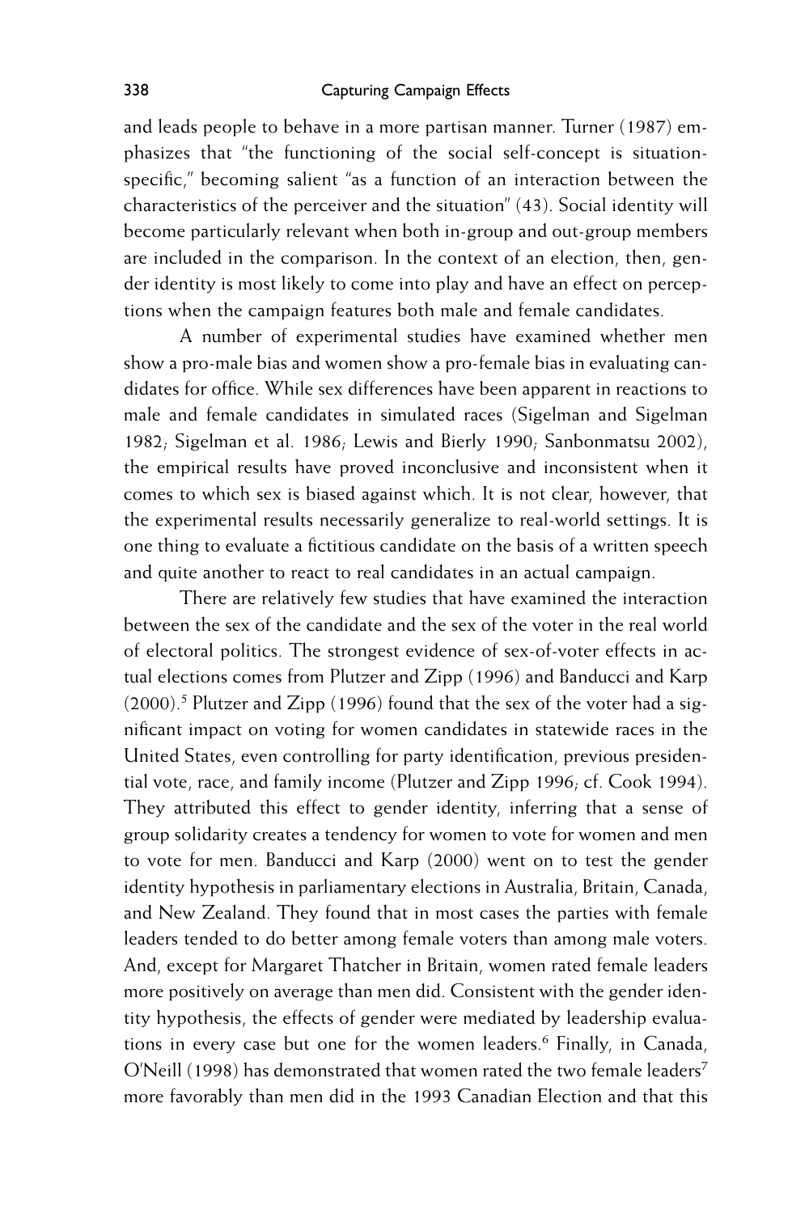and leads people to behave in a more partisan manner. Turner (1987) emphasizes that "the functioning of the social self-concept is situation-specific," becoming salient "as a function of an interaction between the characteristics of the perceiver and the situation" (43). Social identity will become particularly relevant when both in-group and out-group members are included in the comparison. In the context of an election, then, gender identity is most likely to come into play and have an effect on perceptions when the campaign features both male and female candidates.

A number of experimental studies have examined whether men show a pro-male bias and women show a pro-female bias in evaluating candidates for office. While sex differences have been apparent in reactions to male and female candidates in simulated races (Sigelman and Sigelman 1982; Sigelman et al. 1986; Lewis and Bierly 1990; Sanbonmatsu 2002), the empirical results have proved inconclusive and inconsistent when it comes to which sex is biased against which. It is not clear, however, that the experimental results necessarily generalize to real-world settings. It is one thing to evaluate a fictitious candidate on the basis of a written speech and quite another to react to real candidates in an actual campaign.

There are relatively few studies that have examined the interaction between the sex of the candidate and the sex of the voter in the real world of electoral politics. The strongest evidence of sex-of-voter effects in actual elections comes from Plutzer and Zipp (1996) and Banducci and Karp (2000).[5] Plutzer and Zipp (1996) found that the sex of the voter had a significant impact on voting for women candidates in statewide races in the United States, even controlling for party identification, previous presidential vote, race, and family income (Plutzer and Zipp 1996; cf. Cook 1994). They attributed this effect to gender identity, inferring that a sense of group solidarity creates a tendency for women to vote for women and men to vote for men. Banducci and Karp (2000) went on to test the gender identity hypothesis in parliamentary elections in Australia, Britain, Canada, and New Zealand. They found that in most cases the parties with female leaders tended to do better among female voters than among male voters. And, except for Margaret Thatcher in Britain, women rated female leaders more positively on average than men did. Consistent with the gender identity hypothesis, the effects of gender were mediated by leadership evaluations in every case but one for the women leaders.[6] Finally, in Canada, O'Neill (1998) has demonstrated that women rated the two female leaders[7] more favorably than men did in the 1993 Canadian Election and that this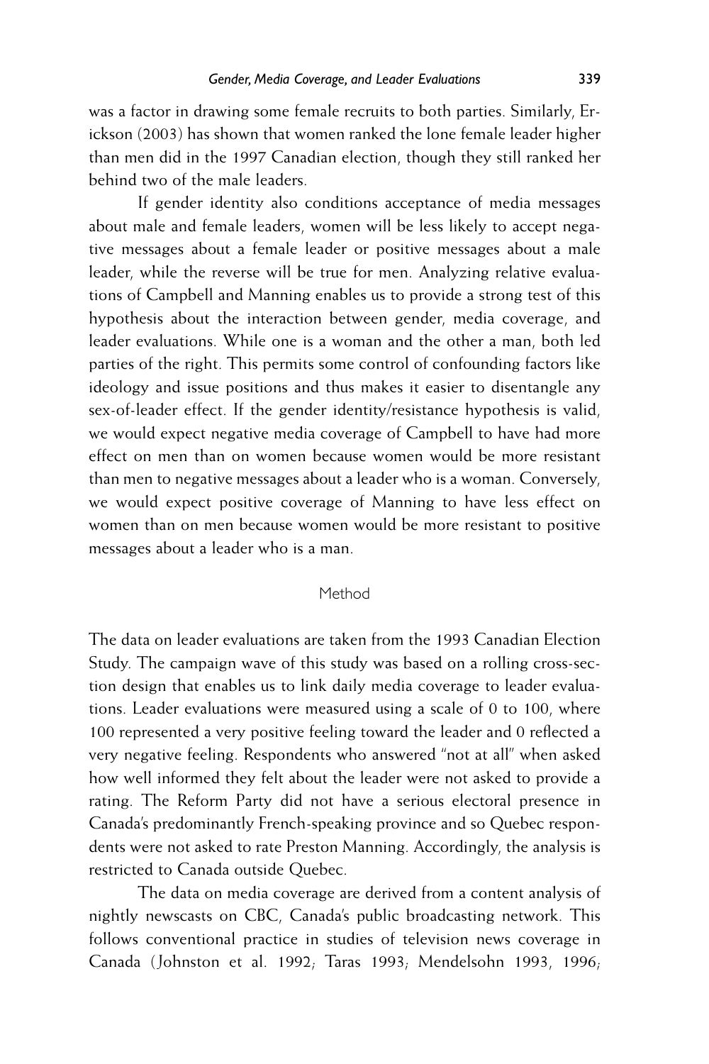was a factor in drawing some female recruits to both parties. Similarly, Erickson (2003) has shown that women ranked the lone female leader higher than men did in the 1997 Canadian election, though they still ranked her behind two of the male leaders.

If gender identity also conditions acceptance of media messages about male and female leaders, women will be less likely to accept negative messages about a female leader or positive messages about a male leader, while the reverse will be true for men. Analyzing relative evaluations of Campbell and Manning enables us to provide a strong test of this hypothesis about the interaction between gender, media coverage, and leader evaluations. While one is a woman and the other a man, both led parties of the right. This permits some control of confounding factors like ideology and issue positions and thus makes it easier to disentangle any sex-of-leader effect. If the gender identity/resistance hypothesis is valid, we would expect negative media coverage of Campbell to have had more effect on men than on women because women would be more resistant than men to negative messages about a leader who is a woman. Conversely, we would expect positive coverage of Manning to have less effect on women than on men because women would be more resistant to positive messages about a leader who is a man.

## Method

The data on leader evaluations are taken from the 1993 Canadian Election Study. The campaign wave of this study was based on a rolling cross-section design that enables us to link daily media coverage to leader evaluations. Leader evaluations were measured using a scale of 0 to 100, where 100 represented a very positive feeling toward the leader and 0 reflected a very negative feeling. Respondents who answered "not at all" when asked how well informed they felt about the leader were not asked to provide a rating. The Reform Party did not have a serious electoral presence in Canada's predominantly French-speaking province and so Quebec respondents were not asked to rate Preston Manning. Accordingly, the analysis is restricted to Canada outside Quebec.

The data on media coverage are derived from a content analysis of nightly newscasts on CBC, Canada's public broadcasting network. This follows conventional practice in studies of television news coverage in Canada (Johnston et al. 1992; Taras 1993; Mendelsohn 1993, 1996;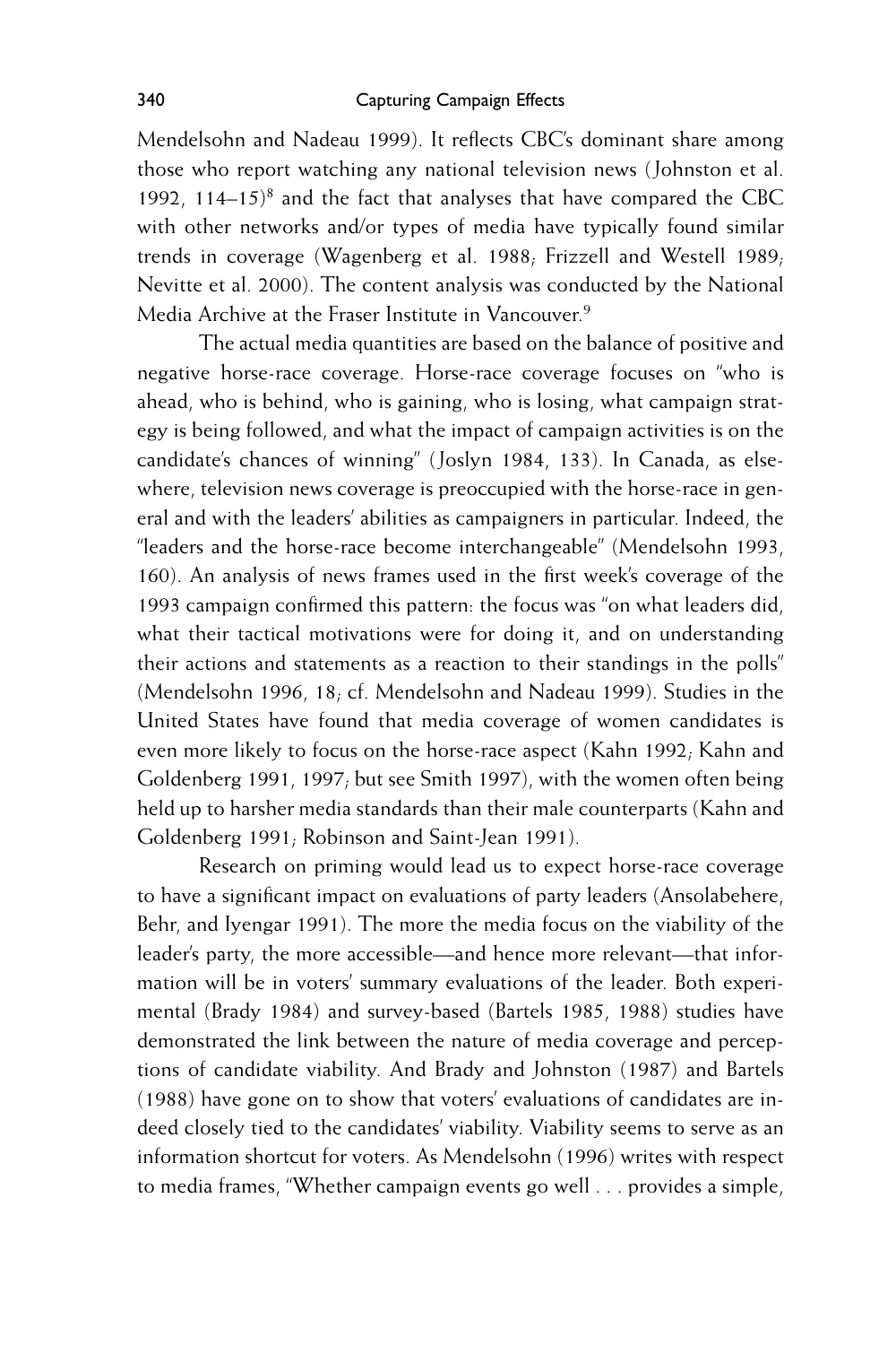Mendelsohn and Nadeau 1999). It reflects CBC's dominant share among those who report watching any national television news (Johnston et al. 1992, 114–15)[8] and the fact that analyses that have compared the CBC with other networks and/or types of media have typically found similar trends in coverage (Wagenberg et al. 1988; Frizzell and Westell 1989; Nevitte et al. 2000). The content analysis was conducted by the National Media Archive at the Fraser Institute in Vancouver.[9]

The actual media quantities are based on the balance of positive and negative horse-race coverage. Horse-race coverage focuses on "who is ahead, who is behind, who is gaining, who is losing, what campaign strategy is being followed, and what the impact of campaign activities is on the candidate's chances of winning" (Joslyn 1984, 133). In Canada, as elsewhere, television news coverage is preoccupied with the horse-race in general and with the leaders' abilities as campaigners in particular. Indeed, the "leaders and the horse-race become interchangeable" (Mendelsohn 1993, 160). An analysis of news frames used in the first week's coverage of the 1993 campaign confirmed this pattern: the focus was "on what leaders did, what their tactical motivations were for doing it, and on understanding their actions and statements as a reaction to their standings in the polls" (Mendelsohn 1996, 18; cf. Mendelsohn and Nadeau 1999). Studies in the United States have found that media coverage of women candidates is even more likely to focus on the horse-race aspect (Kahn 1992; Kahn and Goldenberg 1991, 1997; but see Smith 1997), with the women often being held up to harsher media standards than their male counterparts (Kahn and Goldenberg 1991; Robinson and Saint-Jean 1991).

Research on priming would lead us to expect horse-race coverage to have a significant impact on evaluations of party leaders (Ansolabehere, Behr, and Iyengar 1991). The more the media focus on the viability of the leader's party, the more accessible—and hence more relevant—that information will be in voters' summary evaluations of the leader. Both experimental (Brady 1984) and survey-based (Bartels 1985, 1988) studies have demonstrated the link between the nature of media coverage and perceptions of candidate viability. And Brady and Johnston (1987) and Bartels (1988) have gone on to show that voters' evaluations of candidates are indeed closely tied to the candidates' viability. Viability seems to serve as an information shortcut for voters. As Mendelsohn (1996) writes with respect to media frames, "Whether campaign events go well . . . provides a simple,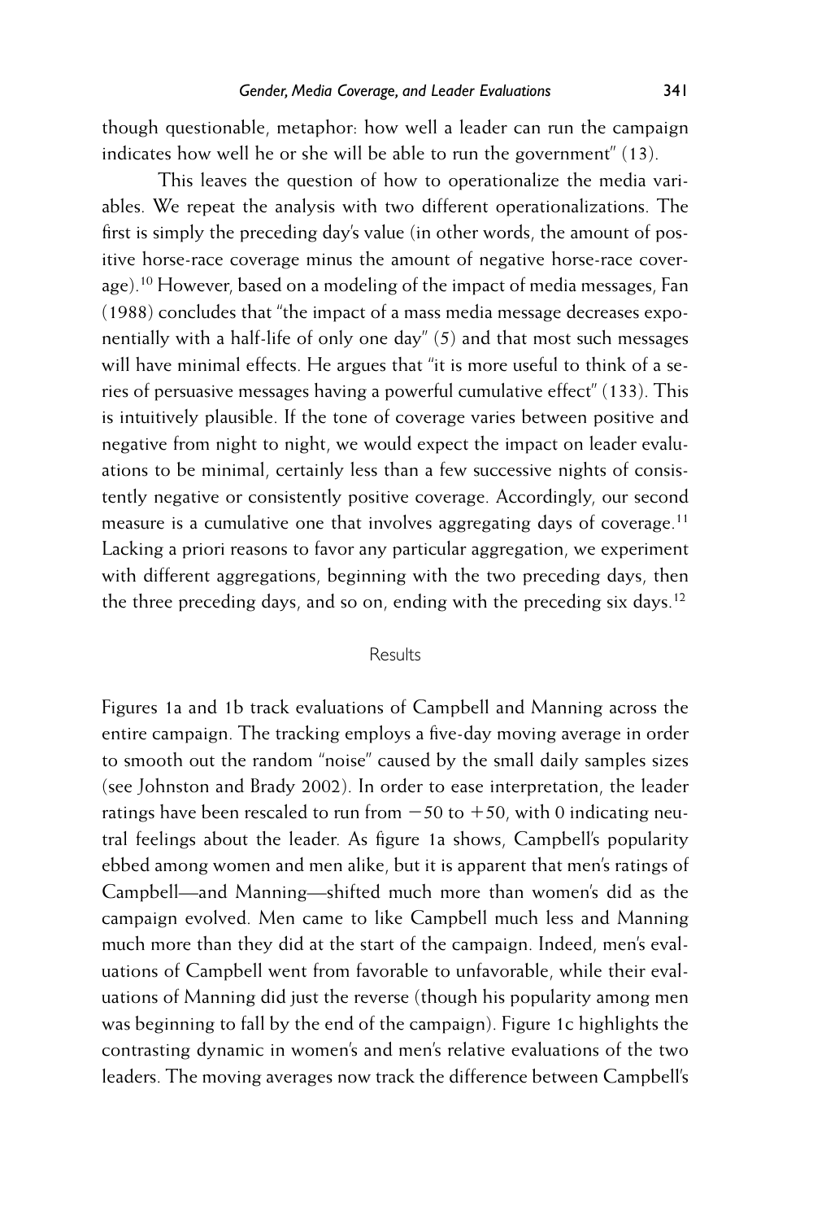though questionable, metaphor: how well a leader can run the campaign indicates how well he or she will be able to run the government" (13).

This leaves the question of how to operationalize the media variables. We repeat the analysis with two different operationalizations. The first is simply the preceding day's value (in other words, the amount of positive horse-race coverage minus the amount of negative horse-race coverage).[10] However, based on a modeling of the impact of media messages, Fan (1988) concludes that "the impact of a mass media message decreases exponentially with a half-life of only one day" (5) and that most such messages will have minimal effects. He argues that "it is more useful to think of a series of persuasive messages having a powerful cumulative effect" (133). This is intuitively plausible. If the tone of coverage varies between positive and negative from night to night, we would expect the impact on leader evaluations to be minimal, certainly less than a few successive nights of consistently negative or consistently positive coverage. Accordingly, our second measure is a cumulative one that involves aggregating days of coverage.[11] Lacking a priori reasons to favor any particular aggregation, we experiment with different aggregations, beginning with the two preceding days, then the three preceding days, and so on, ending with the preceding six days.[12]

## Results

Figures 1a and 1b track evaluations of Campbell and Manning across the entire campaign. The tracking employs a five-day moving average in order to smooth out the random "noise" caused by the small daily samples sizes (see Johnston and Brady 2002). In order to ease interpretation, the leader ratings have been rescaled to run from $-50$ to $+50$, with 0 indicating neutral feelings about the leader. As figure 1a shows, Campbell's popularity ebbed among women and men alike, but it is apparent that men's ratings of Campbell—and Manning—shifted much more than women's did as the campaign evolved. Men came to like Campbell much less and Manning much more than they did at the start of the campaign. Indeed, men's evaluations of Campbell went from favorable to unfavorable, while their evaluations of Manning did just the reverse (though his popularity among men was beginning to fall by the end of the campaign). Figure 1c highlights the contrasting dynamic in women's and men's relative evaluations of the two leaders. The moving averages now track the difference between Campbell's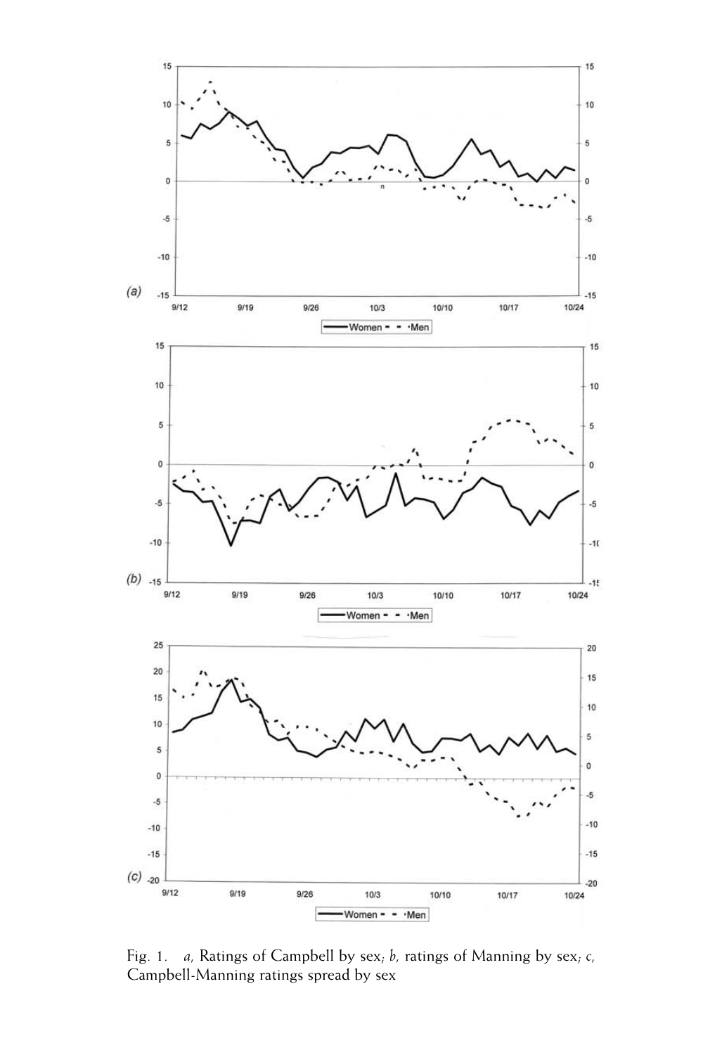Fig. 1. *a,* Ratings of Campbell by sex; *b,* ratings of Manning by sex; *c,* Campbell-Manning ratings spread by sex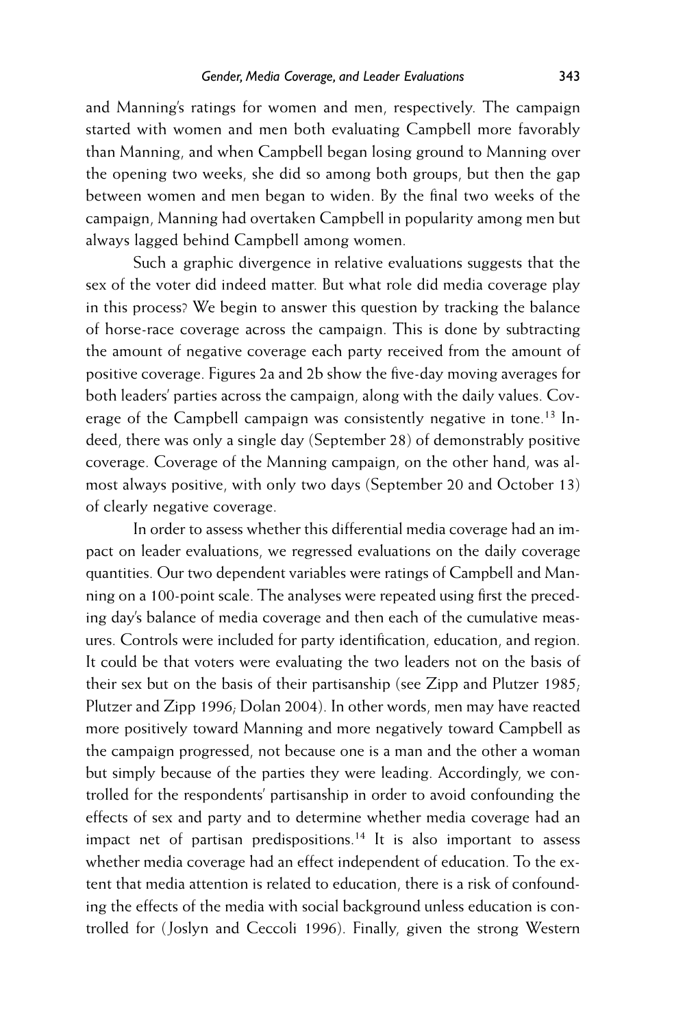and Manning's ratings for women and men, respectively. The campaign started with women and men both evaluating Campbell more favorably than Manning, and when Campbell began losing ground to Manning over the opening two weeks, she did so among both groups, but then the gap between women and men began to widen. By the final two weeks of the campaign, Manning had overtaken Campbell in popularity among men but always lagged behind Campbell among women.

Such a graphic divergence in relative evaluations suggests that the sex of the voter did indeed matter. But what role did media coverage play in this process? We begin to answer this question by tracking the balance of horse-race coverage across the campaign. This is done by subtracting the amount of negative coverage each party received from the amount of positive coverage. Figures 2a and 2b show the five-day moving averages for both leaders' parties across the campaign, along with the daily values. Coverage of the Campbell campaign was consistently negative in tone.[13] Indeed, there was only a single day (September 28) of demonstrably positive coverage. Coverage of the Manning campaign, on the other hand, was almost always positive, with only two days (September 20 and October 13) of clearly negative coverage.

In order to assess whether this differential media coverage had an impact on leader evaluations, we regressed evaluations on the daily coverage quantities. Our two dependent variables were ratings of Campbell and Manning on a 100-point scale. The analyses were repeated using first the preceding day's balance of media coverage and then each of the cumulative measures. Controls were included for party identification, education, and region. It could be that voters were evaluating the two leaders not on the basis of their sex but on the basis of their partisanship (see Zipp and Plutzer 1985; Plutzer and Zipp 1996; Dolan 2004). In other words, men may have reacted more positively toward Manning and more negatively toward Campbell as the campaign progressed, not because one is a man and the other a woman but simply because of the parties they were leading. Accordingly, we controlled for the respondents' partisanship in order to avoid confounding the effects of sex and party and to determine whether media coverage had an impact net of partisan predispositions.[14] It is also important to assess whether media coverage had an effect independent of education. To the extent that media attention is related to education, there is a risk of confounding the effects of the media with social background unless education is controlled for (Joslyn and Ceccoli 1996). Finally, given the strong Western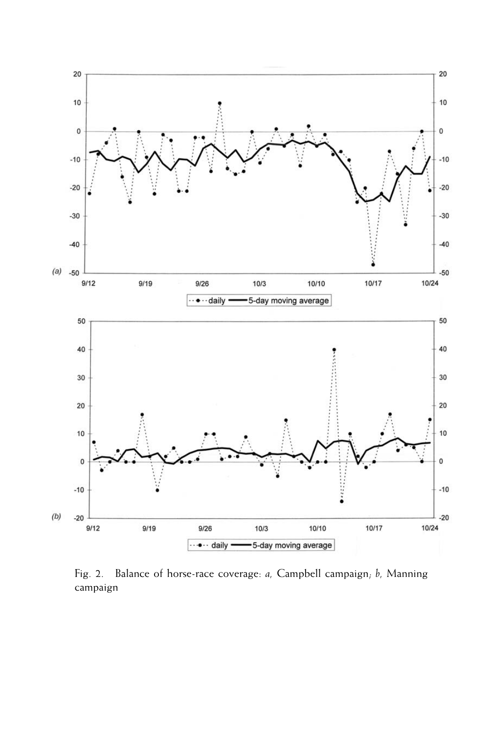Fig. 2. Balance of horse-race coverage: *a*, Campbell campaign; *b*, Manning campaign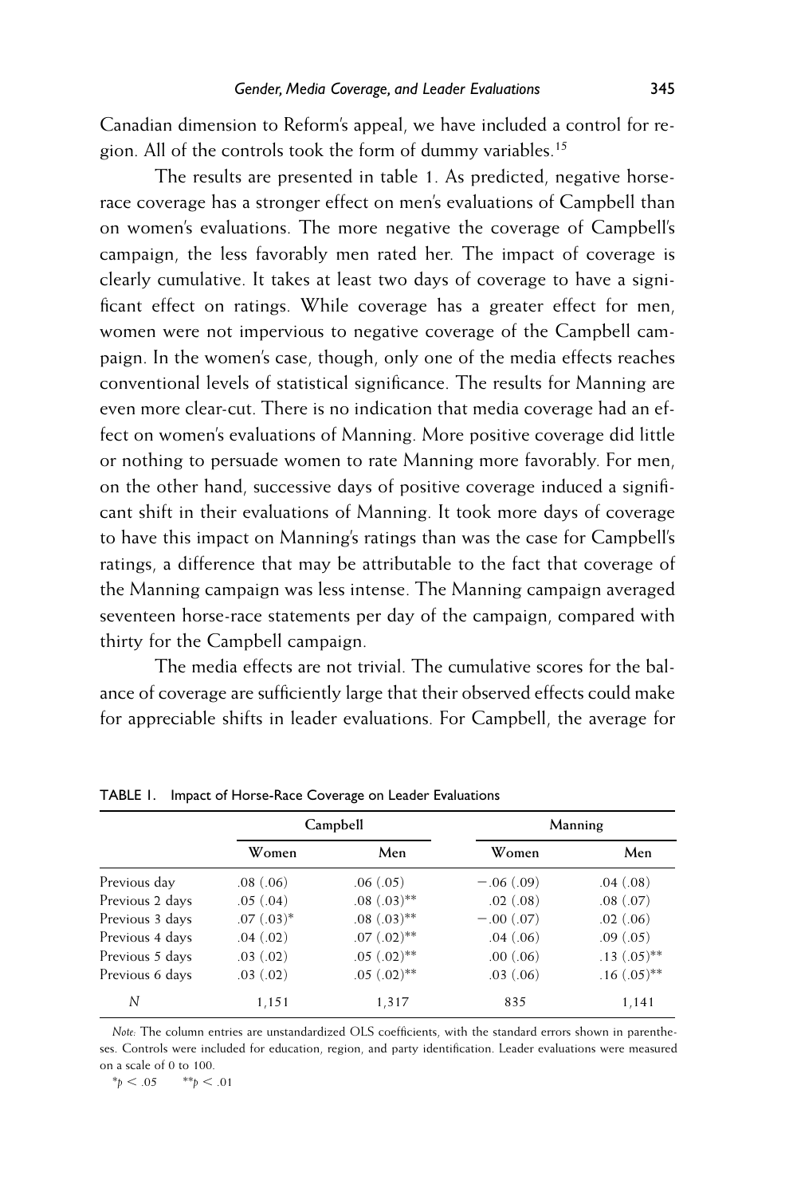Canadian dimension to Reform's appeal, we have included a control for region. All of the controls took the form of dummy variables.[15]

The results are presented in table 1. As predicted, negative horse-race coverage has a stronger effect on men's evaluations of Campbell than on women's evaluations. The more negative the coverage of Campbell's campaign, the less favorably men rated her. The impact of coverage is clearly cumulative. It takes at least two days of coverage to have a significant effect on ratings. While coverage has a greater effect for men, women were not impervious to negative coverage of the Campbell campaign. In the women's case, though, only one of the media effects reaches conventional levels of statistical significance. The results for Manning are even more clear-cut. There is no indication that media coverage had an effect on women's evaluations of Manning. More positive coverage did little or nothing to persuade women to rate Manning more favorably. For men, on the other hand, successive days of positive coverage induced a significant shift in their evaluations of Manning. It took more days of coverage to have this impact on Manning's ratings than was the case for Campbell's ratings, a difference that may be attributable to the fact that coverage of the Manning campaign was less intense. The Manning campaign averaged seventeen horse-race statements per day of the campaign, compared with thirty for the Campbell campaign.

The media effects are not trivial. The cumulative scores for the balance of coverage are sufficiently large that their observed effects could make for appreciable shifts in leader evaluations. For Campbell, the average for

TABLE 1. Impact of Horse-Race Coverage on Leader Evaluations

| | Campbell | | Manning | |
|---|---|---|---|---|
| | Women | Men | Women | Men |
| Previous day | .08 (.06) | .06 (.05) | −.06 (.09) | .04 (.08) |
| Previous 2 days | .05 (.04) | .08 (.03)** | .02 (.08) | .08 (.07) |
| Previous 3 days | .07 (.03)* | .08 (.03)** | −.00 (.07) | .02 (.06) |
| Previous 4 days | .04 (.02) | .07 (.02)** | .04 (.06) | .09 (.05) |
| Previous 5 days | .03 (.02) | .05 (.02)** | .00 (.06) | .13 (.05)** |
| Previous 6 days | .03 (.02) | .05 (.02)** | .03 (.06) | .16 (.05)** |
| *N* | 1,151 | 1,317 | 835 | 1,141 |

*Note:* The column entries are unstandardized OLS coefficients, with the standard errors shown in parentheses. Controls were included for education, region, and party identification. Leader evaluations were measured on a scale of 0 to 100.

*$p < .05$ **$p < .01$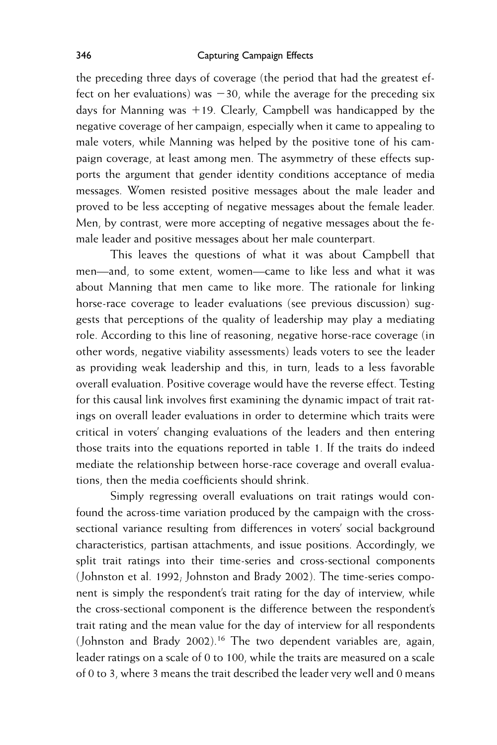the preceding three days of coverage (the period that had the greatest effect on her evaluations) was −30, while the average for the preceding six days for Manning was +19. Clearly, Campbell was handicapped by the negative coverage of her campaign, especially when it came to appealing to male voters, while Manning was helped by the positive tone of his campaign coverage, at least among men. The asymmetry of these effects supports the argument that gender identity conditions acceptance of media messages. Women resisted positive messages about the male leader and proved to be less accepting of negative messages about the female leader. Men, by contrast, were more accepting of negative messages about the female leader and positive messages about her male counterpart.

This leaves the questions of what it was about Campbell that men—and, to some extent, women—came to like less and what it was about Manning that men came to like more. The rationale for linking horse-race coverage to leader evaluations (see previous discussion) suggests that perceptions of the quality of leadership may play a mediating role. According to this line of reasoning, negative horse-race coverage (in other words, negative viability assessments) leads voters to see the leader as providing weak leadership and this, in turn, leads to a less favorable overall evaluation. Positive coverage would have the reverse effect. Testing for this causal link involves first examining the dynamic impact of trait ratings on overall leader evaluations in order to determine which traits were critical in voters' changing evaluations of the leaders and then entering those traits into the equations reported in table 1. If the traits do indeed mediate the relationship between horse-race coverage and overall evaluations, then the media coefficients should shrink.

Simply regressing overall evaluations on trait ratings would confound the across-time variation produced by the campaign with the cross-sectional variance resulting from differences in voters' social background characteristics, partisan attachments, and issue positions. Accordingly, we split trait ratings into their time-series and cross-sectional components (Johnston et al. 1992; Johnston and Brady 2002). The time-series component is simply the respondent's trait rating for the day of interview, while the cross-sectional component is the difference between the respondent's trait rating and the mean value for the day of interview for all respondents (Johnston and Brady 2002).[16] The two dependent variables are, again, leader ratings on a scale of 0 to 100, while the traits are measured on a scale of 0 to 3, where 3 means the trait described the leader very well and 0 means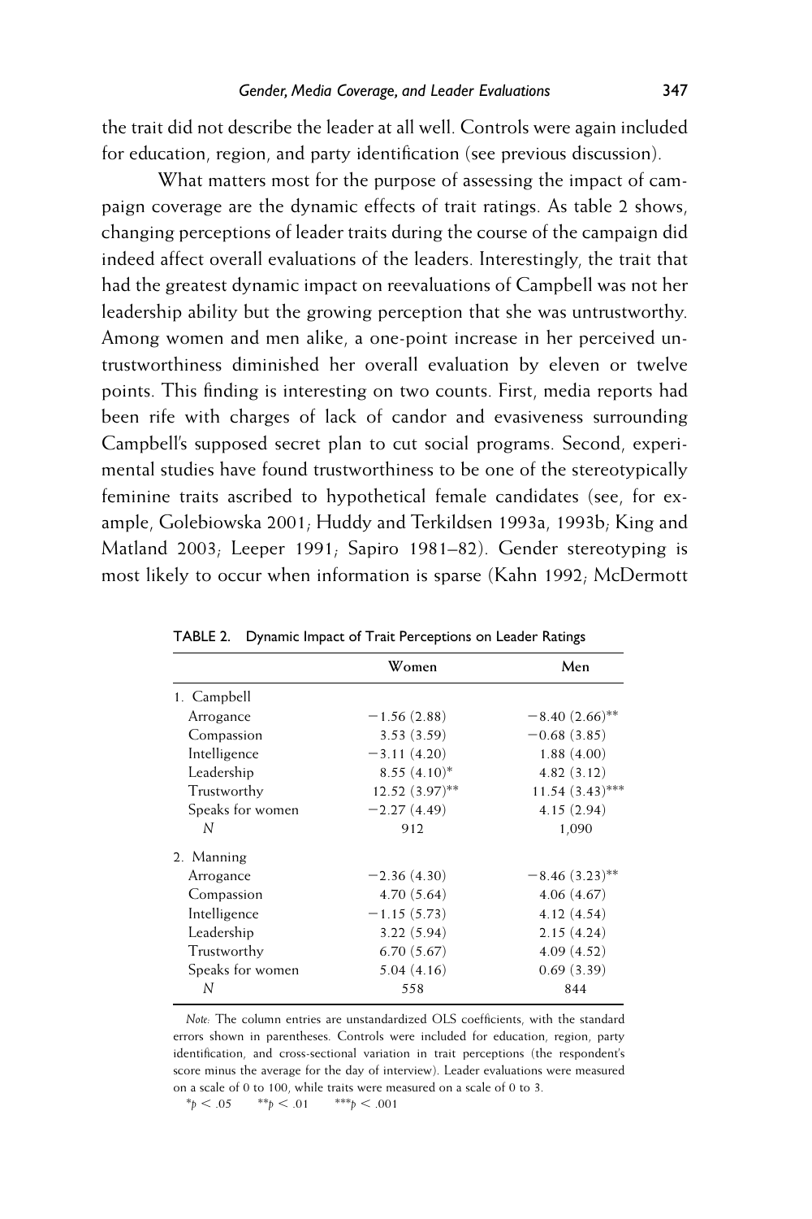the trait did not describe the leader at all well. Controls were again included for education, region, and party identification (see previous discussion).

What matters most for the purpose of assessing the impact of campaign coverage are the dynamic effects of trait ratings. As table 2 shows, changing perceptions of leader traits during the course of the campaign did indeed affect overall evaluations of the leaders. Interestingly, the trait that had the greatest dynamic impact on reevaluations of Campbell was not her leadership ability but the growing perception that she was untrustworthy. Among women and men alike, a one-point increase in her perceived untrustworthiness diminished her overall evaluation by eleven or twelve points. This finding is interesting on two counts. First, media reports had been rife with charges of lack of candor and evasiveness surrounding Campbell's supposed secret plan to cut social programs. Second, experimental studies have found trustworthiness to be one of the stereotypically feminine traits ascribed to hypothetical female candidates (see, for example, Golebiowska 2001; Huddy and Terkildsen 1993a, 1993b; King and Matland 2003; Leeper 1991; Sapiro 1981–82). Gender stereotyping is most likely to occur when information is sparse (Kahn 1992; McDermott

TABLE 2. Dynamic Impact of Trait Perceptions on Leader Ratings

| | Women | Men |
|---|---|---|
| 1. Campbell | | |
| Arrogance | −1.56 (2.88) | −8.40 (2.66)** |
| Compassion | 3.53 (3.59) | −0.68 (3.85) |
| Intelligence | −3.11 (4.20) | 1.88 (4.00) |
| Leadership | 8.55 (4.10)* | 4.82 (3.12) |
| Trustworthy | 12.52 (3.97)** | 11.54 (3.43)*** |
| Speaks for women | −2.27 (4.49) | 4.15 (2.94) |
| *N* | 912 | 1,090 |
| 2. Manning | | |
| Arrogance | −2.36 (4.30) | −8.46 (3.23)** |
| Compassion | 4.70 (5.64) | 4.06 (4.67) |
| Intelligence | −1.15 (5.73) | 4.12 (4.54) |
| Leadership | 3.22 (5.94) | 2.15 (4.24) |
| Trustworthy | 6.70 (5.67) | 4.09 (4.52) |
| Speaks for women | 5.04 (4.16) | 0.69 (3.39) |
| *N* | 558 | 844 |

*Note:* The column entries are unstandardized OLS coefficients, with the standard errors shown in parentheses. Controls were included for education, region, party identification, and cross-sectional variation in trait perceptions (the respondent's score minus the average for the day of interview). Leader evaluations were measured on a scale of 0 to 100, while traits were measured on a scale of 0 to 3.

*$p < .05$ **$p < .01$ ***$p < .001$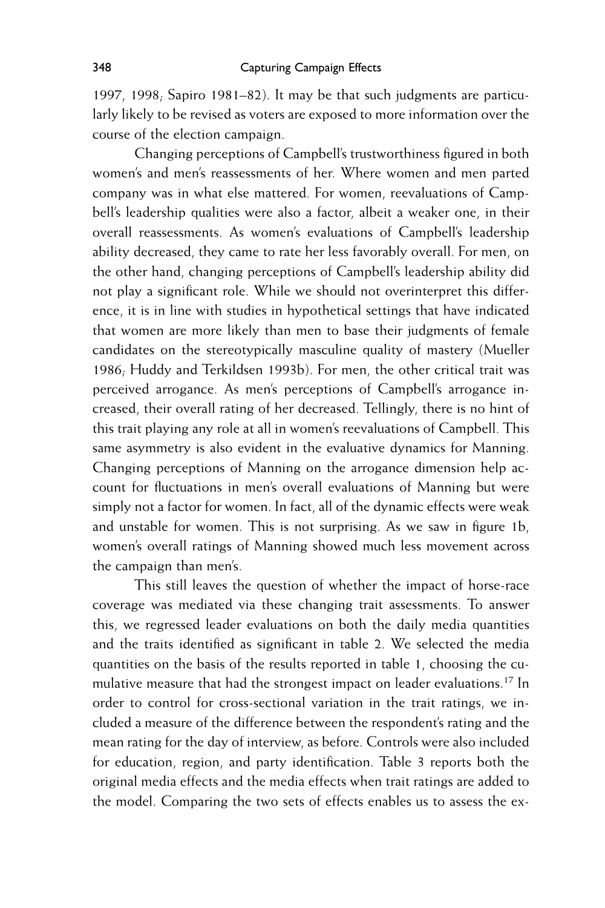1997, 1998; Sapiro 1981–82). It may be that such judgments are particularly likely to be revised as voters are exposed to more information over the course of the election campaign.

Changing perceptions of Campbell's trustworthiness figured in both women's and men's reassessments of her. Where women and men parted company was in what else mattered. For women, reevaluations of Campbell's leadership qualities were also a factor, albeit a weaker one, in their overall reassessments. As women's evaluations of Campbell's leadership ability decreased, they came to rate her less favorably overall. For men, on the other hand, changing perceptions of Campbell's leadership ability did not play a significant role. While we should not overinterpret this difference, it is in line with studies in hypothetical settings that have indicated that women are more likely than men to base their judgments of female candidates on the stereotypically masculine quality of mastery (Mueller 1986; Huddy and Terkildsen 1993b). For men, the other critical trait was perceived arrogance. As men's perceptions of Campbell's arrogance increased, their overall rating of her decreased. Tellingly, there is no hint of this trait playing any role at all in women's reevaluations of Campbell. This same asymmetry is also evident in the evaluative dynamics for Manning. Changing perceptions of Manning on the arrogance dimension help account for fluctuations in men's overall evaluations of Manning but were simply not a factor for women. In fact, all of the dynamic effects were weak and unstable for women. This is not surprising. As we saw in figure 1b, women's overall ratings of Manning showed much less movement across the campaign than men's.

This still leaves the question of whether the impact of horse-race coverage was mediated via these changing trait assessments. To answer this, we regressed leader evaluations on both the daily media quantities and the traits identified as significant in table 2. We selected the media quantities on the basis of the results reported in table 1, choosing the cumulative measure that had the strongest impact on leader evaluations.[17] In order to control for cross-sectional variation in the trait ratings, we included a measure of the difference between the respondent's rating and the mean rating for the day of interview, as before. Controls were also included for education, region, and party identification. Table 3 reports both the original media effects and the media effects when trait ratings are added to the model. Comparing the two sets of effects enables us to assess the ex-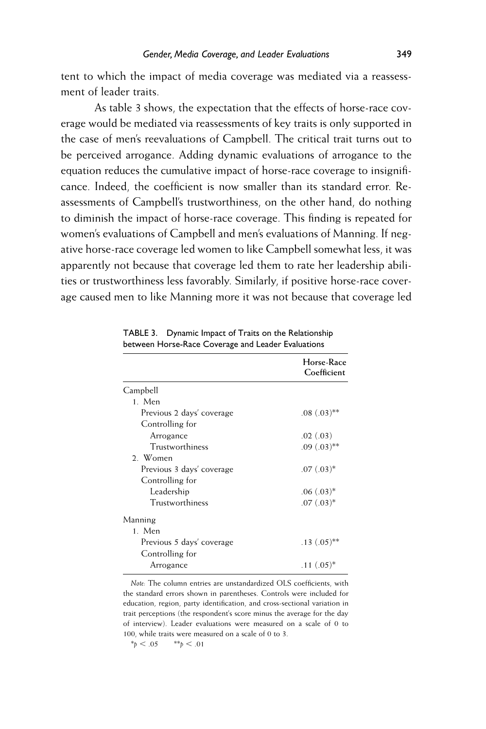tent to which the impact of media coverage was mediated via a reassessment of leader traits.

As table 3 shows, the expectation that the effects of horse-race coverage would be mediated via reassessments of key traits is only supported in the case of men's reevaluations of Campbell. The critical trait turns out to be perceived arrogance. Adding dynamic evaluations of arrogance to the equation reduces the cumulative impact of horse-race coverage to insignificance. Indeed, the coefficient is now smaller than its standard error. Reassessments of Campbell's trustworthiness, on the other hand, do nothing to diminish the impact of horse-race coverage. This finding is repeated for women's evaluations of Campbell and men's evaluations of Manning. If negative horse-race coverage led women to like Campbell somewhat less, it was apparently not because that coverage led them to rate her leadership abilities or trustworthiness less favorably. Similarly, if positive horse-race coverage caused men to like Manning more it was not because that coverage led

**TABLE 3. Dynamic Impact of Traits on the Relationship between Horse-Race Coverage and Leader Evaluations**

| | Horse-Race Coefficient |
|---|---|
| Campbell | |
| 1. Men | |
| Previous 2 days' coverage | .08 (.03)** |
| Controlling for | |
| Arrogance | .02 (.03) |
| Trustworthiness | .09 (.03)** |
| 2. Women | |
| Previous 3 days' coverage | .07 (.03)* |
| Controlling for | |
| Leadership | .06 (.03)* |
| Trustworthiness | .07 (.03)* |
| Manning | |
| 1. Men | |
| Previous 5 days' coverage | .13 (.05)** |
| Controlling for | |
| Arrogance | .11 (.05)* |

*Note:* The column entries are unstandardized OLS coefficients, with the standard errors shown in parentheses. Controls were included for education, region, party identification, and cross-sectional variation in trait perceptions (the respondent's score minus the average for the day of interview). Leader evaluations were measured on a scale of 0 to 100, while traits were measured on a scale of 0 to 3.

*$p < .05$ **$p < .01$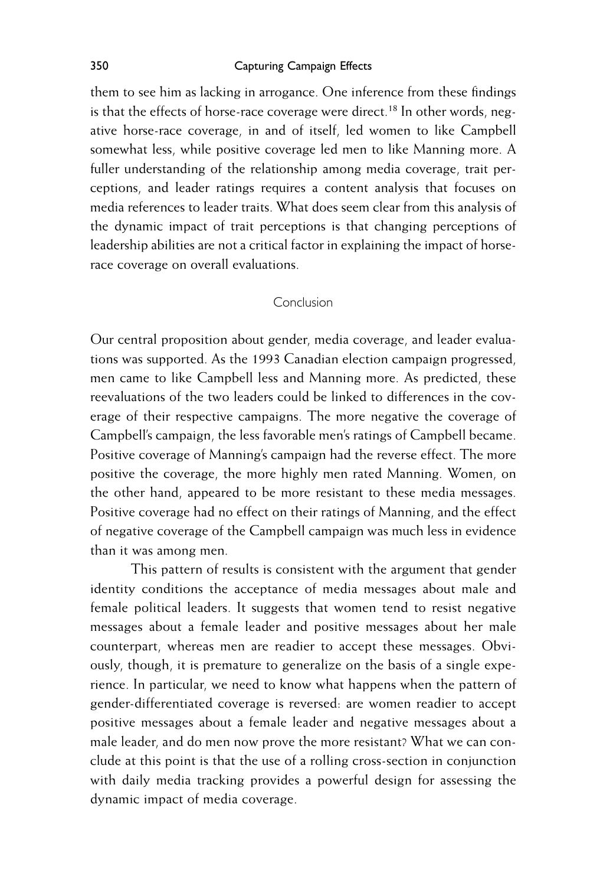them to see him as lacking in arrogance. One inference from these findings is that the effects of horse-race coverage were direct.[18] In other words, negative horse-race coverage, in and of itself, led women to like Campbell somewhat less, while positive coverage led men to like Manning more. A fuller understanding of the relationship among media coverage, trait perceptions, and leader ratings requires a content analysis that focuses on media references to leader traits. What does seem clear from this analysis of the dynamic impact of trait perceptions is that changing perceptions of leadership abilities are not a critical factor in explaining the impact of horse-race coverage on overall evaluations.

## Conclusion

Our central proposition about gender, media coverage, and leader evaluations was supported. As the 1993 Canadian election campaign progressed, men came to like Campbell less and Manning more. As predicted, these reevaluations of the two leaders could be linked to differences in the coverage of their respective campaigns. The more negative the coverage of Campbell's campaign, the less favorable men's ratings of Campbell became. Positive coverage of Manning's campaign had the reverse effect. The more positive the coverage, the more highly men rated Manning. Women, on the other hand, appeared to be more resistant to these media messages. Positive coverage had no effect on their ratings of Manning, and the effect of negative coverage of the Campbell campaign was much less in evidence than it was among men.

This pattern of results is consistent with the argument that gender identity conditions the acceptance of media messages about male and female political leaders. It suggests that women tend to resist negative messages about a female leader and positive messages about her male counterpart, whereas men are readier to accept these messages. Obviously, though, it is premature to generalize on the basis of a single experience. In particular, we need to know what happens when the pattern of gender-differentiated coverage is reversed: are women readier to accept positive messages about a female leader and negative messages about a male leader, and do men now prove the more resistant? What we can conclude at this point is that the use of a rolling cross-section in conjunction with daily media tracking provides a powerful design for assessing the dynamic impact of media coverage.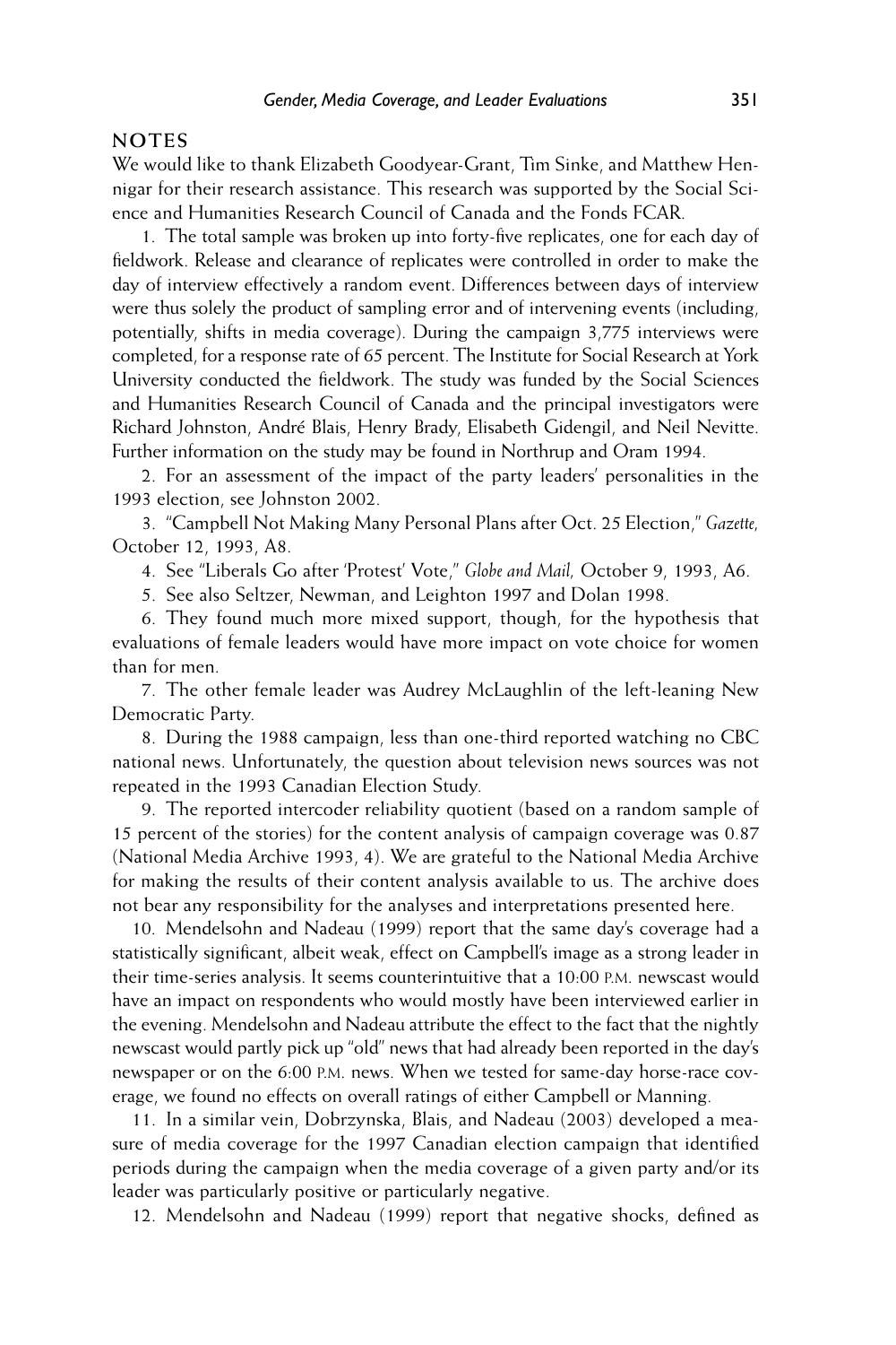## NOTES

We would like to thank Elizabeth Goodyear-Grant, Tim Sinke, and Matthew Hennigar for their research assistance. This research was supported by the Social Science and Humanities Research Council of Canada and the Fonds FCAR.

1. The total sample was broken up into forty-five replicates, one for each day of fieldwork. Release and clearance of replicates were controlled in order to make the day of interview effectively a random event. Differences between days of interview were thus solely the product of sampling error and of intervening events (including, potentially, shifts in media coverage). During the campaign 3,775 interviews were completed, for a response rate of 65 percent. The Institute for Social Research at York University conducted the fieldwork. The study was funded by the Social Sciences and Humanities Research Council of Canada and the principal investigators were Richard Johnston, André Blais, Henry Brady, Elisabeth Gidengil, and Neil Nevitte. Further information on the study may be found in Northrup and Oram 1994.

2. For an assessment of the impact of the party leaders' personalities in the 1993 election, see Johnston 2002.

3. "Campbell Not Making Many Personal Plans after Oct. 25 Election," *Gazette,* October 12, 1993, A8.

4. See "Liberals Go after 'Protest' Vote," *Globe and Mail,* October 9, 1993, A6.

5. See also Seltzer, Newman, and Leighton 1997 and Dolan 1998.

6. They found much more mixed support, though, for the hypothesis that evaluations of female leaders would have more impact on vote choice for women than for men.

7. The other female leader was Audrey McLaughlin of the left-leaning New Democratic Party.

8. During the 1988 campaign, less than one-third reported watching no CBC national news. Unfortunately, the question about television news sources was not repeated in the 1993 Canadian Election Study.

9. The reported intercoder reliability quotient (based on a random sample of 15 percent of the stories) for the content analysis of campaign coverage was 0.87 (National Media Archive 1993, 4). We are grateful to the National Media Archive for making the results of their content analysis available to us. The archive does not bear any responsibility for the analyses and interpretations presented here.

10. Mendelsohn and Nadeau (1999) report that the same day's coverage had a statistically significant, albeit weak, effect on Campbell's image as a strong leader in their time-series analysis. It seems counterintuitive that a 10:00 P.M. newscast would have an impact on respondents who would mostly have been interviewed earlier in the evening. Mendelsohn and Nadeau attribute the effect to the fact that the nightly newscast would partly pick up "old" news that had already been reported in the day's newspaper or on the 6:00 P.M. news. When we tested for same-day horse-race coverage, we found no effects on overall ratings of either Campbell or Manning.

11. In a similar vein, Dobrzynska, Blais, and Nadeau (2003) developed a measure of media coverage for the 1997 Canadian election campaign that identified periods during the campaign when the media coverage of a given party and/or its leader was particularly positive or particularly negative.

12. Mendelsohn and Nadeau (1999) report that negative shocks, defined as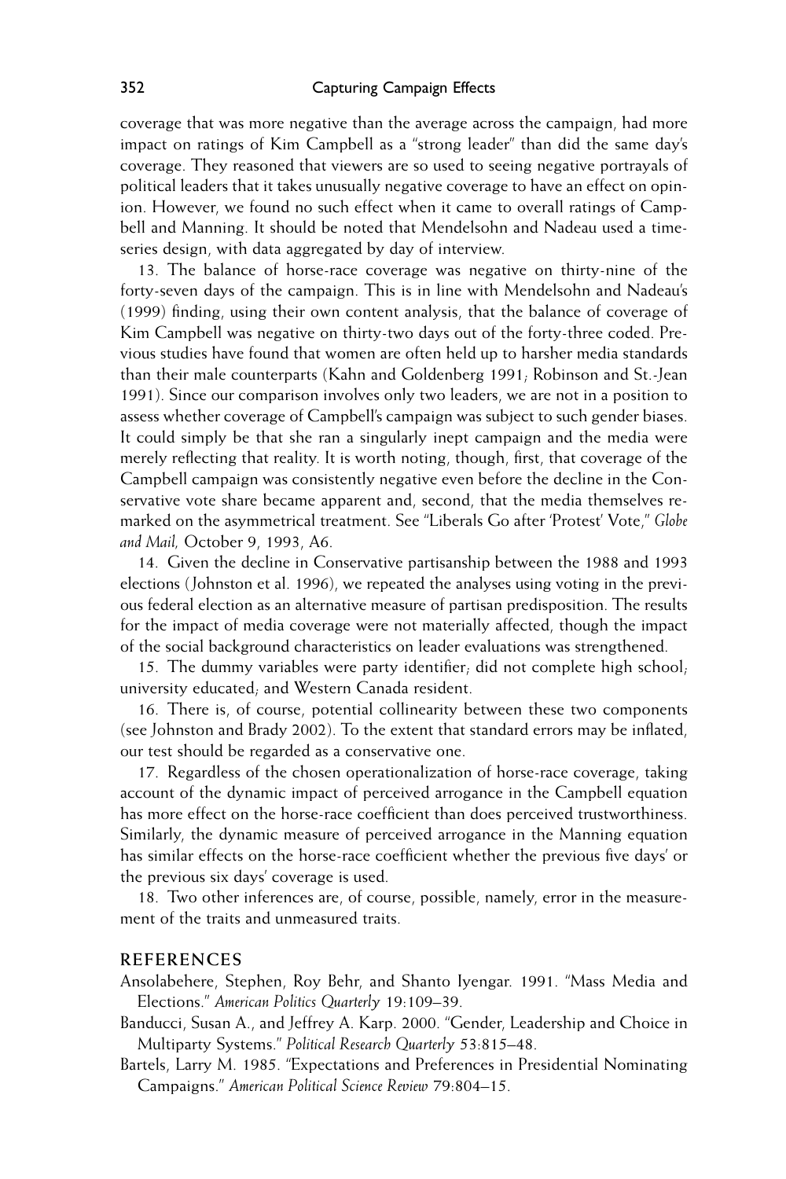coverage that was more negative than the average across the campaign, had more impact on ratings of Kim Campbell as a "strong leader" than did the same day's coverage. They reasoned that viewers are so used to seeing negative portrayals of political leaders that it takes unusually negative coverage to have an effect on opinion. However, we found no such effect when it came to overall ratings of Campbell and Manning. It should be noted that Mendelsohn and Nadeau used a time-series design, with data aggregated by day of interview.

13. The balance of horse-race coverage was negative on thirty-nine of the forty-seven days of the campaign. This is in line with Mendelsohn and Nadeau's (1999) finding, using their own content analysis, that the balance of coverage of Kim Campbell was negative on thirty-two days out of the forty-three coded. Previous studies have found that women are often held up to harsher media standards than their male counterparts (Kahn and Goldenberg 1991; Robinson and St.-Jean 1991). Since our comparison involves only two leaders, we are not in a position to assess whether coverage of Campbell's campaign was subject to such gender biases. It could simply be that she ran a singularly inept campaign and the media were merely reflecting that reality. It is worth noting, though, first, that coverage of the Campbell campaign was consistently negative even before the decline in the Conservative vote share became apparent and, second, that the media themselves remarked on the asymmetrical treatment. See "Liberals Go after 'Protest' Vote," *Globe and Mail,* October 9, 1993, A6.

14. Given the decline in Conservative partisanship between the 1988 and 1993 elections (Johnston et al. 1996), we repeated the analyses using voting in the previous federal election as an alternative measure of partisan predisposition. The results for the impact of media coverage were not materially affected, though the impact of the social background characteristics on leader evaluations was strengthened.

15. The dummy variables were party identifier; did not complete high school; university educated; and Western Canada resident.

16. There is, of course, potential collinearity between these two components (see Johnston and Brady 2002). To the extent that standard errors may be inflated, our test should be regarded as a conservative one.

17. Regardless of the chosen operationalization of horse-race coverage, taking account of the dynamic impact of perceived arrogance in the Campbell equation has more effect on the horse-race coefficient than does perceived trustworthiness. Similarly, the dynamic measure of perceived arrogance in the Manning equation has similar effects on the horse-race coefficient whether the previous five days' or the previous six days' coverage is used.

18. Two other inferences are, of course, possible, namely, error in the measurement of the traits and unmeasured traits.

## REFERENCES

Ansolabehere, Stephen, Roy Behr, and Shanto Iyengar. 1991. "Mass Media and Elections." *American Politics Quarterly* 19:109–39.

Banducci, Susan A., and Jeffrey A. Karp. 2000. "Gender, Leadership and Choice in Multiparty Systems." *Political Research Quarterly* 53:815–48.

Bartels, Larry M. 1985. "Expectations and Preferences in Presidential Nominating Campaigns." *American Political Science Review* 79:804–15.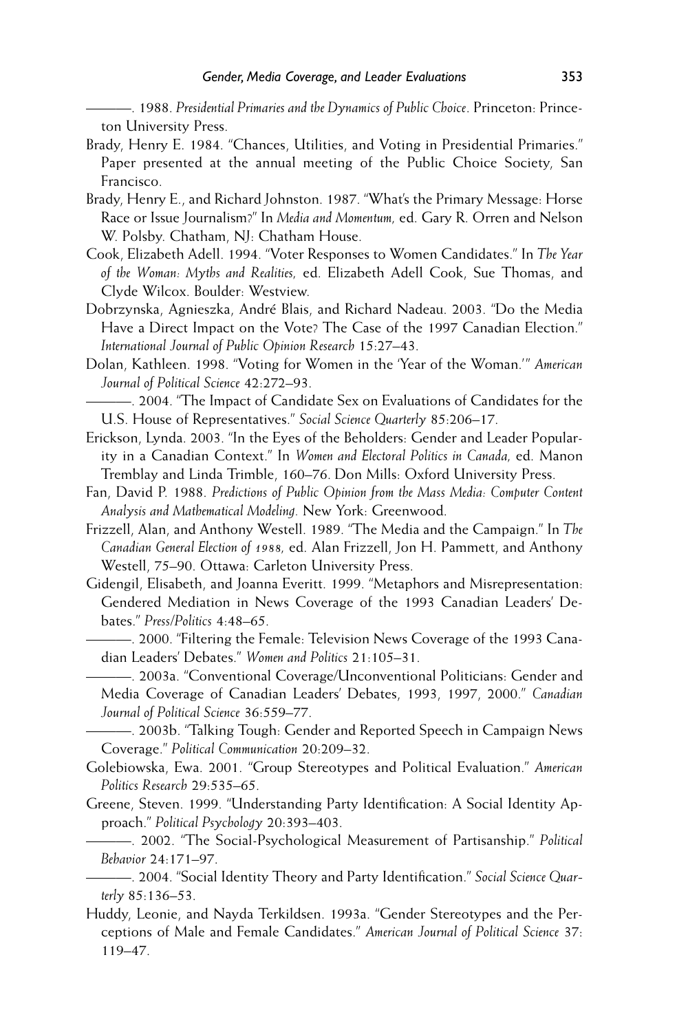———. 1988. *Presidential Primaries and the Dynamics of Public Choice*. Princeton: Princeton University Press.

Brady, Henry E. 1984. "Chances, Utilities, and Voting in Presidential Primaries." Paper presented at the annual meeting of the Public Choice Society, San Francisco.

Brady, Henry E., and Richard Johnston. 1987. "What's the Primary Message: Horse Race or Issue Journalism?" In *Media and Momentum*, ed. Gary R. Orren and Nelson W. Polsby. Chatham, NJ: Chatham House.

Cook, Elizabeth Adell. 1994. "Voter Responses to Women Candidates." In *The Year of the Woman: Myths and Realities*, ed. Elizabeth Adell Cook, Sue Thomas, and Clyde Wilcox. Boulder: Westview.

Dobrzynska, Agnieszka, André Blais, and Richard Nadeau. 2003. "Do the Media Have a Direct Impact on the Vote? The Case of the 1997 Canadian Election." *International Journal of Public Opinion Research* 15:27–43.

Dolan, Kathleen. 1998. "Voting for Women in the 'Year of the Woman.'" *American Journal of Political Science* 42:272–93.

———. 2004. "The Impact of Candidate Sex on Evaluations of Candidates for the U.S. House of Representatives." *Social Science Quarterly* 85:206–17.

Erickson, Lynda. 2003. "In the Eyes of the Beholders: Gender and Leader Popularity in a Canadian Context." In *Women and Electoral Politics in Canada*, ed. Manon Tremblay and Linda Trimble, 160–76. Don Mills: Oxford University Press.

Fan, David P. 1988. *Predictions of Public Opinion from the Mass Media: Computer Content Analysis and Mathematical Modeling*. New York: Greenwood.

Frizzell, Alan, and Anthony Westell. 1989. "The Media and the Campaign." In *The Canadian General Election of 1988*, ed. Alan Frizzell, Jon H. Pammett, and Anthony Westell, 75–90. Ottawa: Carleton University Press.

Gidengil, Elisabeth, and Joanna Everitt. 1999. "Metaphors and Misrepresentation: Gendered Mediation in News Coverage of the 1993 Canadian Leaders' Debates." *Press/Politics* 4:48–65.

———. 2000. "Filtering the Female: Television News Coverage of the 1993 Canadian Leaders' Debates." *Women and Politics* 21:105–31.

———. 2003a. "Conventional Coverage/Unconventional Politicians: Gender and Media Coverage of Canadian Leaders' Debates, 1993, 1997, 2000." *Canadian Journal of Political Science* 36:559–77.

———. 2003b. "Talking Tough: Gender and Reported Speech in Campaign News Coverage." *Political Communication* 20:209–32.

Golebiowska, Ewa. 2001. "Group Stereotypes and Political Evaluation." *American Politics Research* 29:535–65.

Greene, Steven. 1999. "Understanding Party Identification: A Social Identity Approach." *Political Psychology* 20:393–403.

———. 2002. "The Social-Psychological Measurement of Partisanship." *Political Behavior* 24:171–97.

———. 2004. "Social Identity Theory and Party Identification." *Social Science Quarterly* 85:136–53.

Huddy, Leonie, and Nayda Terkildsen. 1993a. "Gender Stereotypes and the Perceptions of Male and Female Candidates." *American Journal of Political Science* 37: 119–47.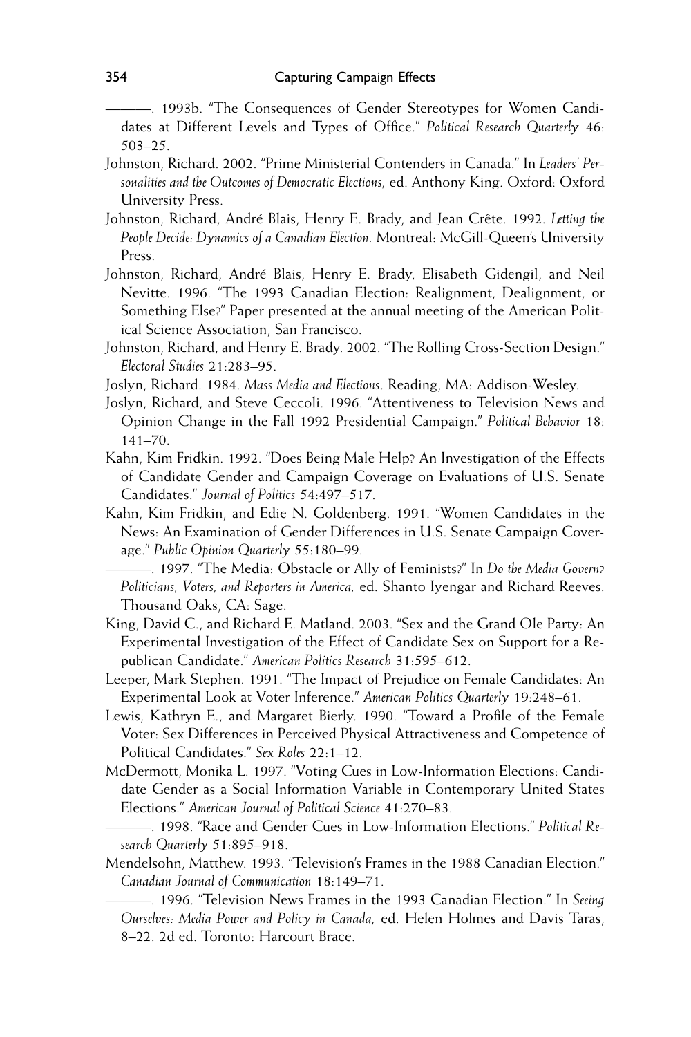———. 1993b. "The Consequences of Gender Stereotypes for Women Candidates at Different Levels and Types of Office." *Political Research Quarterly* 46: 503–25.

Johnston, Richard. 2002. "Prime Ministerial Contenders in Canada." In *Leaders' Personalities and the Outcomes of Democratic Elections,* ed. Anthony King. Oxford: Oxford University Press.

Johnston, Richard, André Blais, Henry E. Brady, and Jean Crête. 1992. *Letting the People Decide: Dynamics of a Canadian Election*. Montreal: McGill-Queen's University Press.

Johnston, Richard, André Blais, Henry E. Brady, Elisabeth Gidengil, and Neil Nevitte. 1996. "The 1993 Canadian Election: Realignment, Dealignment, or Something Else?" Paper presented at the annual meeting of the American Political Science Association, San Francisco.

Johnston, Richard, and Henry E. Brady. 2002. "The Rolling Cross-Section Design." *Electoral Studies* 21:283–95.

Joslyn, Richard. 1984. *Mass Media and Elections*. Reading, MA: Addison-Wesley.

Joslyn, Richard, and Steve Ceccoli. 1996. "Attentiveness to Television News and Opinion Change in the Fall 1992 Presidential Campaign." *Political Behavior* 18: 141–70.

Kahn, Kim Fridkin. 1992. "Does Being Male Help? An Investigation of the Effects of Candidate Gender and Campaign Coverage on Evaluations of U.S. Senate Candidates." *Journal of Politics* 54:497–517.

Kahn, Kim Fridkin, and Edie N. Goldenberg. 1991. "Women Candidates in the News: An Examination of Gender Differences in U.S. Senate Campaign Coverage." *Public Opinion Quarterly* 55:180–99.

———. 1997. "The Media: Obstacle or Ally of Feminists?" In *Do the Media Govern? Politicians, Voters, and Reporters in America,* ed. Shanto Iyengar and Richard Reeves. Thousand Oaks, CA: Sage.

King, David C., and Richard E. Matland. 2003. "Sex and the Grand Ole Party: An Experimental Investigation of the Effect of Candidate Sex on Support for a Republican Candidate." *American Politics Research* 31:595–612.

Leeper, Mark Stephen. 1991. "The Impact of Prejudice on Female Candidates: An Experimental Look at Voter Inference." *American Politics Quarterly* 19:248–61.

Lewis, Kathryn E., and Margaret Bierly. 1990. "Toward a Profile of the Female Voter: Sex Differences in Perceived Physical Attractiveness and Competence of Political Candidates." *Sex Roles* 22:1–12.

McDermott, Monika L. 1997. "Voting Cues in Low-Information Elections: Candidate Gender as a Social Information Variable in Contemporary United States Elections." *American Journal of Political Science* 41:270–83.

———. 1998. "Race and Gender Cues in Low-Information Elections." *Political Research Quarterly* 51:895–918.

Mendelsohn, Matthew. 1993. "Television's Frames in the 1988 Canadian Election." *Canadian Journal of Communication* 18:149–71.

———. 1996. "Television News Frames in the 1993 Canadian Election." In *Seeing Ourselves: Media Power and Policy in Canada,* ed. Helen Holmes and Davis Taras, 8–22. 2d ed. Toronto: Harcourt Brace.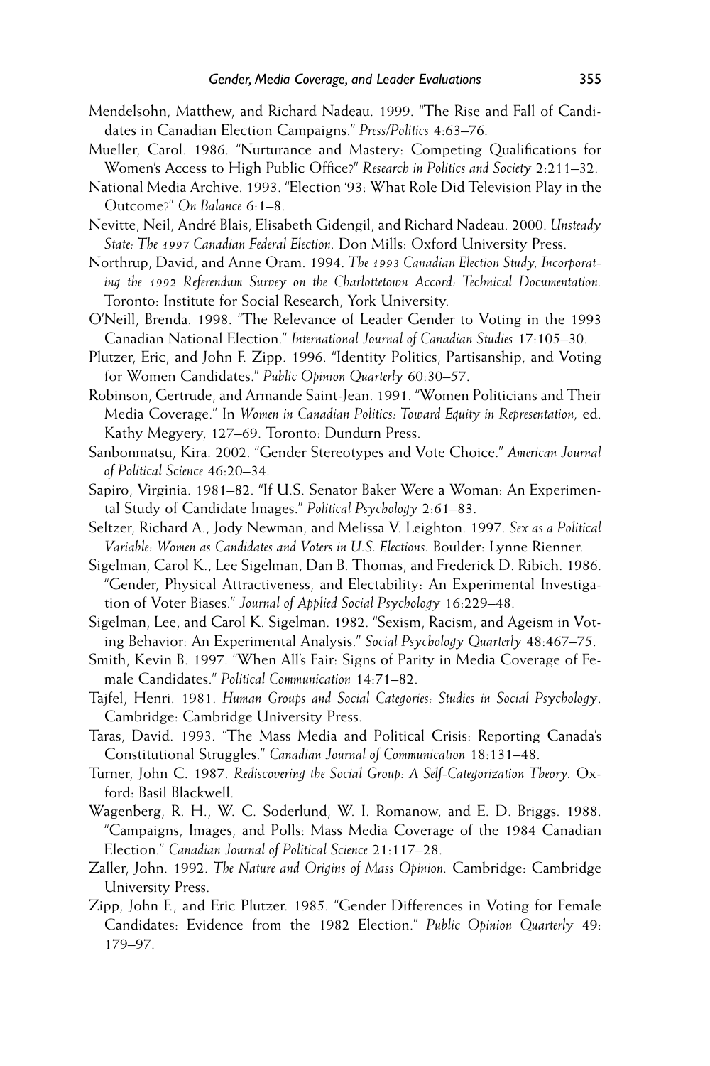Mendelsohn, Matthew, and Richard Nadeau. 1999. "The Rise and Fall of Candidates in Canadian Election Campaigns." *Press/Politics* 4:63–76.

Mueller, Carol. 1986. "Nurturance and Mastery: Competing Qualifications for Women's Access to High Public Office?" *Research in Politics and Society* 2:211–32.

National Media Archive. 1993. "Election '93: What Role Did Television Play in the Outcome?" *On Balance* 6:1–8.

Nevitte, Neil, André Blais, Elisabeth Gidengil, and Richard Nadeau. 2000. *Unsteady State: The 1997 Canadian Federal Election.* Don Mills: Oxford University Press.

Northrup, David, and Anne Oram. 1994. *The 1993 Canadian Election Study, Incorporating the 1992 Referendum Survey on the Charlottetown Accord: Technical Documentation.* Toronto: Institute for Social Research, York University.

O'Neill, Brenda. 1998. "The Relevance of Leader Gender to Voting in the 1993 Canadian National Election." *International Journal of Canadian Studies* 17:105–30.

Plutzer, Eric, and John F. Zipp. 1996. "Identity Politics, Partisanship, and Voting for Women Candidates." *Public Opinion Quarterly* 60:30–57.

Robinson, Gertrude, and Armande Saint-Jean. 1991. "Women Politicians and Their Media Coverage." In *Women in Canadian Politics: Toward Equity in Representation,* ed. Kathy Megyery, 127–69. Toronto: Dundurn Press.

Sanbonmatsu, Kira. 2002. "Gender Stereotypes and Vote Choice." *American Journal of Political Science* 46:20–34.

Sapiro, Virginia. 1981–82. "If U.S. Senator Baker Were a Woman: An Experimental Study of Candidate Images." *Political Psychology* 2:61–83.

Seltzer, Richard A., Jody Newman, and Melissa V. Leighton. 1997. *Sex as a Political Variable: Women as Candidates and Voters in U.S. Elections.* Boulder: Lynne Rienner.

Sigelman, Carol K., Lee Sigelman, Dan B. Thomas, and Frederick D. Ribich. 1986. "Gender, Physical Attractiveness, and Electability: An Experimental Investigation of Voter Biases." *Journal of Applied Social Psychology* 16:229–48.

Sigelman, Lee, and Carol K. Sigelman. 1982. "Sexism, Racism, and Ageism in Voting Behavior: An Experimental Analysis." *Social Psychology Quarterly* 48:467–75.

Smith, Kevin B. 1997. "When All's Fair: Signs of Parity in Media Coverage of Female Candidates." *Political Communication* 14:71–82.

Tajfel, Henri. 1981. *Human Groups and Social Categories: Studies in Social Psychology*. Cambridge: Cambridge University Press.

Taras, David. 1993. "The Mass Media and Political Crisis: Reporting Canada's Constitutional Struggles." *Canadian Journal of Communication* 18:131–48.

Turner, John C. 1987. *Rediscovering the Social Group: A Self-Categorization Theory.* Oxford: Basil Blackwell.

Wagenberg, R. H., W. C. Soderlund, W. I. Romanow, and E. D. Briggs. 1988. "Campaigns, Images, and Polls: Mass Media Coverage of the 1984 Canadian Election." *Canadian Journal of Political Science* 21:117–28.

Zaller, John. 1992. *The Nature and Origins of Mass Opinion.* Cambridge: Cambridge University Press.

Zipp, John F., and Eric Plutzer. 1985. "Gender Differences in Voting for Female Candidates: Evidence from the 1982 Election." *Public Opinion Quarterly* 49: 179–97.